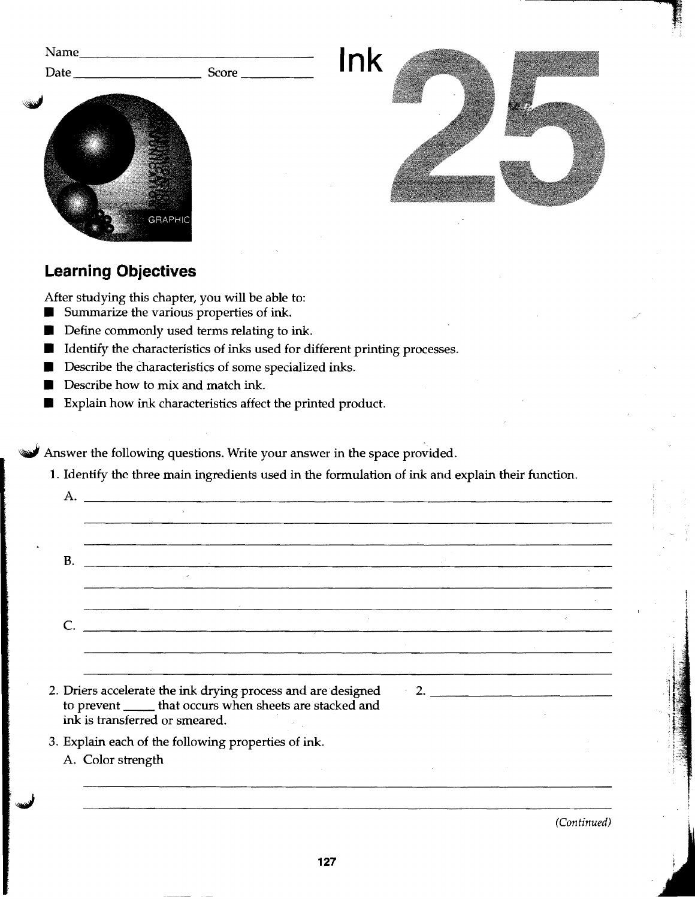Name ______________________________

Date ____________________ Score ____________

# Ink 25

## Learning Objectives

After studying this chapter, you will be able to:

- Summarize the various properties of ink.
- Define commonly used terms relating to ink.
- Identify the characteristics of inks used for different printing processes.
- Describe the characteristics of some specialized inks.
- Describe how to mix and match ink.
- Explain how ink characteristics affect the printed product.

Answer the following questions. Write your answer in the space provided.

1. Identify the three main ingredients used in the formulation of ink and explain their function.

   A. ______________________________________________________________

   ______________________________________________________________

   ______________________________________________________________

   B. ______________________________________________________________

   ______________________________________________________________

   ______________________________________________________________

   C. ______________________________________________________________

   ______________________________________________________________

   ______________________________________________________________

2. Driers accelerate the ink drying process and are designed to prevent _____ that occurs when sheets are stacked and ink is transferred or smeared.

   2. ____________________________

3. Explain each of the following properties of ink.

   A. Color strength

   ______________________________________________________________

   ______________________________________________________________

*(Continued)*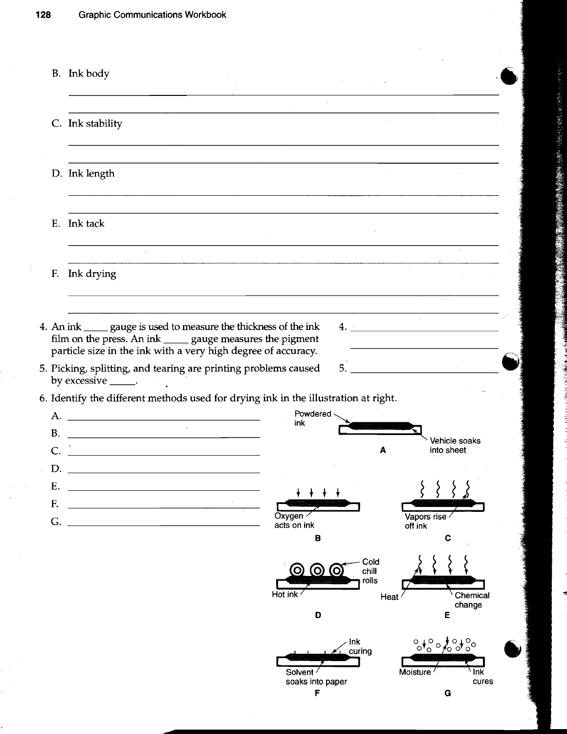B. Ink body

______________________________________________

______________________________________________

C. Ink stability

______________________________________________

______________________________________________

D. Ink length

______________________________________________

______________________________________________

E. Ink tack

______________________________________________

______________________________________________

F. Ink drying

______________________________________________

______________________________________________

4. An ink _____ gauge is used to measure the thickness of the ink film on the press. An ink _____ gauge measures the pigment particle size in the ink with a very high degree of accuracy.

   4. ______________________

   ______________________

5. Picking, splitting, and tearing are printing problems caused by excessive _____.

   5. ______________________

6. Identify the different methods used for drying ink in the illustration at right.

   A. ______________________

   B. ______________________

   C. ______________________

   D. ______________________

   E. ______________________

   F. ______________________

   G. ______________________

A — Powdered ink; Vehicle soaks into sheet

B — Oxygen acts on ink

C — Vapors rise off ink

D — Cold chill rolls; Hot ink

E — Heat; Chemical change

F — Ink curing; Solvent soaks into paper

G — Moisture; Ink cures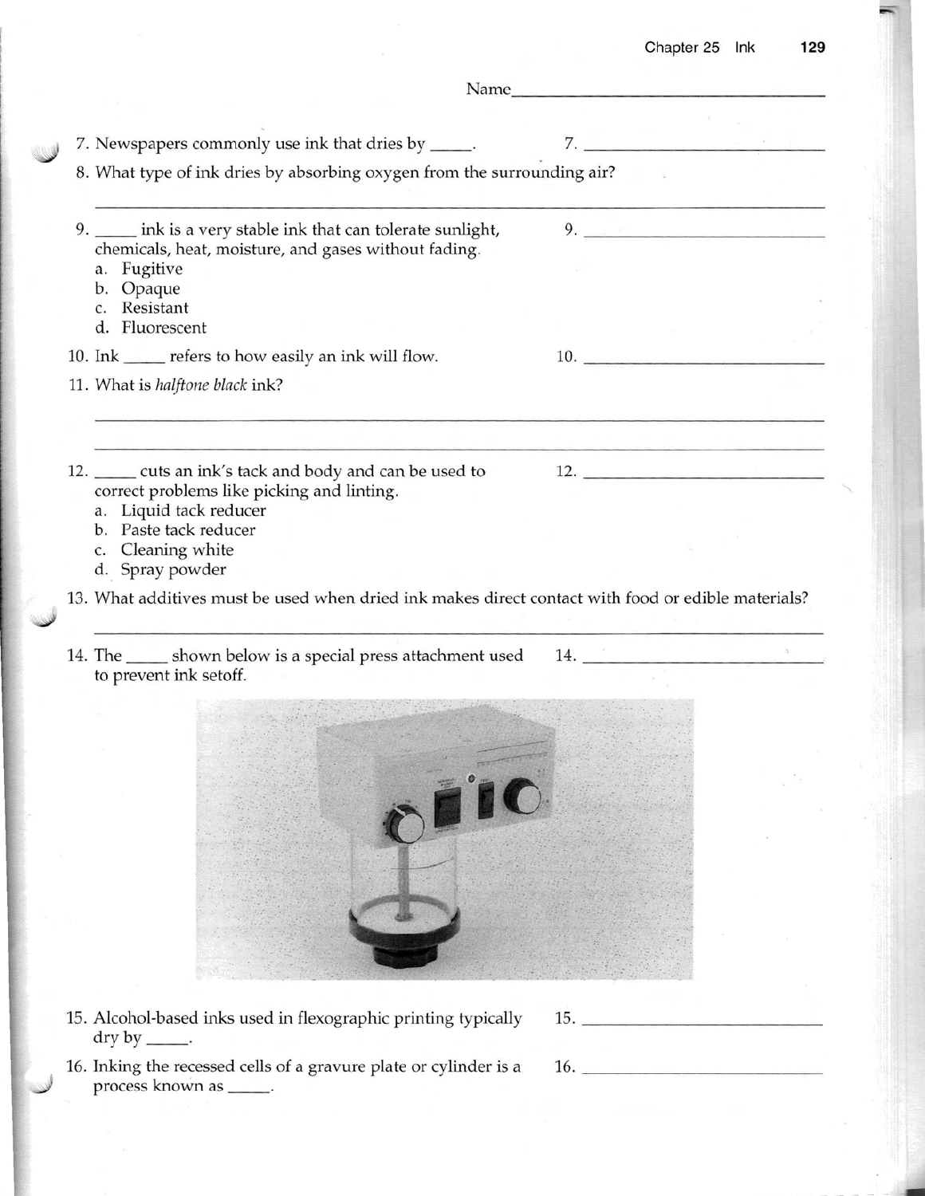Name________________________________

7. Newspapers commonly use ink that dries by _____. 7. _____________________

8. What type of ink dries by absorbing oxygen from the surrounding air?

_______________________________________________

9. _____ ink is a very stable ink that can tolerate sunlight, chemicals, heat, moisture, and gases without fading. 9. _____________________
   a. Fugitive
   b. Opaque
   c. Resistant
   d. Fluorescent

10. Ink _____ refers to how easily an ink will flow. 10. _____________________

11. What is *halftone black* ink?

_______________________________________________

_______________________________________________

12. _____ cuts an ink's tack and body and can be used to correct problems like picking and linting. 12. _____________________
   a. Liquid tack reducer
   b. Paste tack reducer
   c. Cleaning white
   d. Spray powder

13. What additives must be used when dried ink makes direct contact with food or edible materials?

_______________________________________________

14. The _____ shown below is a special press attachment used to prevent ink setoff. 14. _____________________

15. Alcohol-based inks used in flexographic printing typically dry by _____. 15. _____________________

16. Inking the recessed cells of a gravure plate or cylinder is a process known as _____. 16. _____________________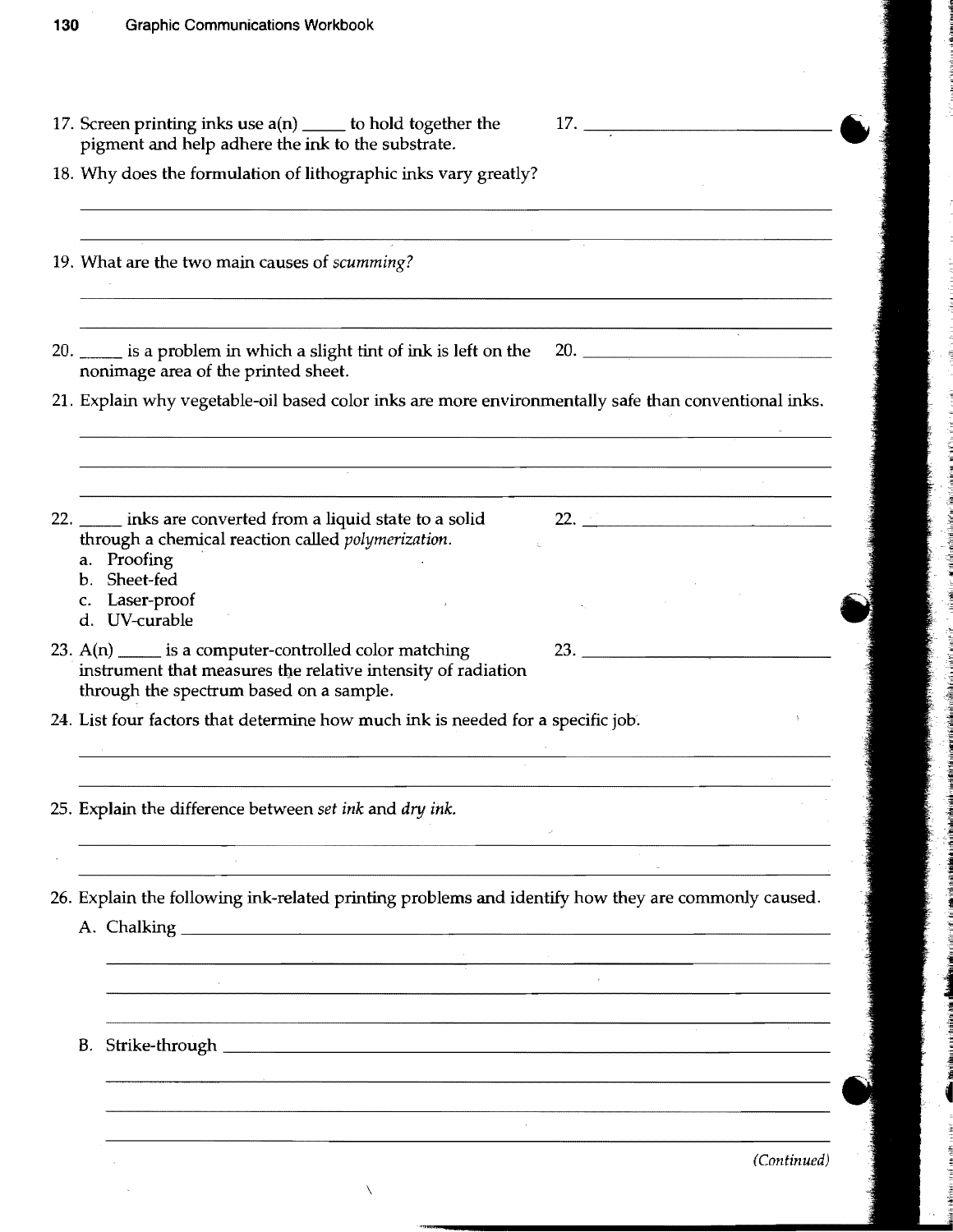17. Screen printing inks use a(n) _____ to hold together the pigment and help adhere the ink to the substrate. 17. ____________________

18. Why does the formulation of lithographic inks vary greatly?

____________________

____________________

19. What are the two main causes of *scumming?*

____________________

____________________

20. _____ is a problem in which a slight tint of ink is left on the nonimage area of the printed sheet. 20. ____________________

21. Explain why vegetable-oil based color inks are more environmentally safe than conventional inks.

____________________

____________________

____________________

22. _____ inks are converted from a liquid state to a solid through a chemical reaction called *polymerization.* 22. ____________________
    a. Proofing
    b. Sheet-fed
    c. Laser-proof
    d. UV-curable

23. A(n) _____ is a computer-controlled color matching instrument that measures the relative intensity of radiation through the spectrum based on a sample. 23. ____________________

24. List four factors that determine how much ink is needed for a specific job.

____________________

____________________

25. Explain the difference between *set ink* and *dry ink.*

____________________

____________________

26. Explain the following ink-related printing problems and identify how they are commonly caused.

    A. Chalking ____________________

    ____________________

    ____________________

    ____________________

    B. Strike-through ____________________

    ____________________

    ____________________

    ____________________

*(Continued)*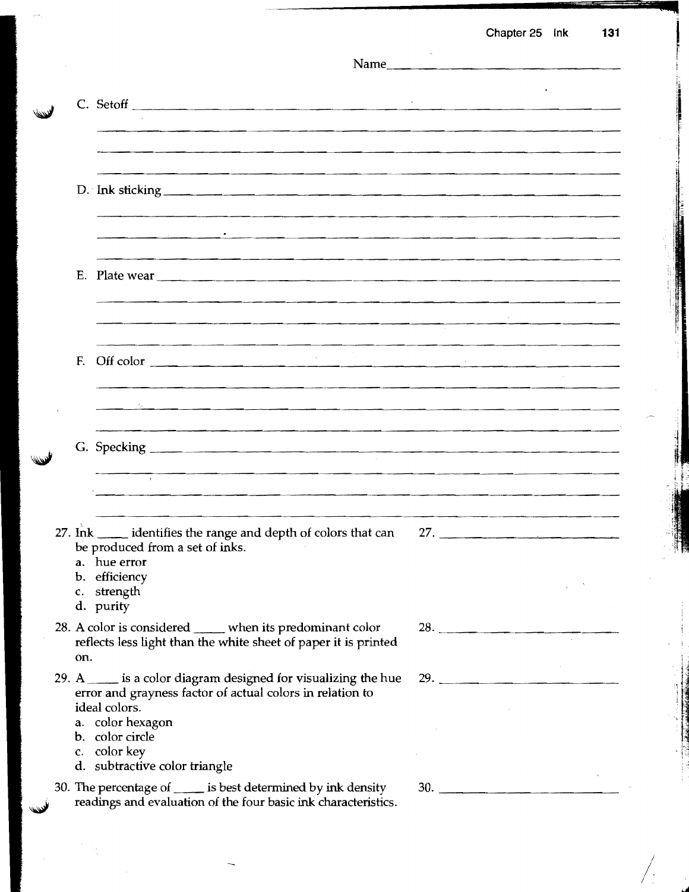Name ______________________________

C. Setoff ______________________________________________________________

______________________________________________________________

______________________________________________________________

______________________________________________________________

D. Ink sticking ______________________________________________________________

______________________________________________________________

______________________________________________________________

______________________________________________________________

E. Plate wear ______________________________________________________________

______________________________________________________________

______________________________________________________________

______________________________________________________________

F. Off color ______________________________________________________________

______________________________________________________________

______________________________________________________________

______________________________________________________________

G. Specking ______________________________________________________________

______________________________________________________________

______________________________________________________________

______________________________________________________________

27. Ink _____ identifies the range and depth of colors that can be produced from a set of inks.
    a. hue error
    b. efficiency
    c. strength
    d. purity

    27. ______________________

28. A color is considered _____ when its predominant color reflects less light than the white sheet of paper it is printed on.

    28. ______________________

29. A _____ is a color diagram designed for visualizing the hue error and grayness factor of actual colors in relation to ideal colors.
    a. color hexagon
    b. color circle
    c. color key
    d. subtractive color triangle

    29. ______________________

30. The percentage of _____ is best determined by ink density readings and evaluation of the four basic ink characteristics.

    30. ______________________